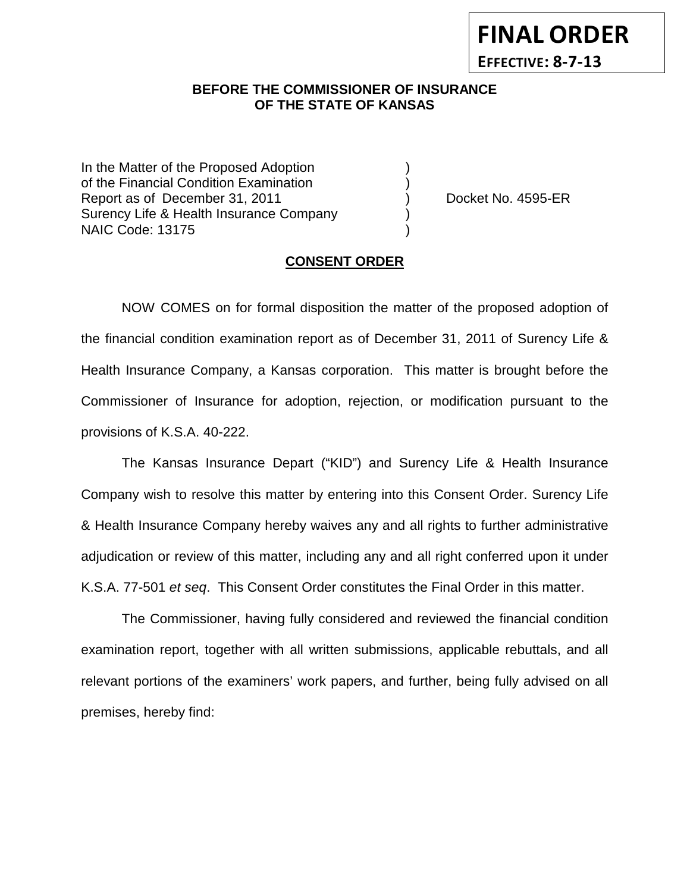**FINAL ORDER**

**EFFECTIVE: 8-7-13**

**BEFORE THE COMMISSIONER OF INSURANCE OF THE STATE OF KANSAS**

| | | |
|---|---|---|
| In the Matter of the Proposed Adoption of the Financial Condition Examination Report as of December 31, 2011 Surency Life & Health Insurance Company NAIC Code: 13175 | ) ) ) ) ) | Docket No. 4595-ER |

**CONSENT ORDER**

NOW COMES on for formal disposition the matter of the proposed adoption of the financial condition examination report as of December 31, 2011 of Surency Life & Health Insurance Company, a Kansas corporation. This matter is brought before the Commissioner of Insurance for adoption, rejection, or modification pursuant to the provisions of K.S.A. 40-222.

The Kansas Insurance Depart ("KID") and Surency Life & Health Insurance Company wish to resolve this matter by entering into this Consent Order. Surency Life & Health Insurance Company hereby waives any and all rights to further administrative adjudication or review of this matter, including any and all right conferred upon it under K.S.A. 77-501 *et seq*. This Consent Order constitutes the Final Order in this matter.

The Commissioner, having fully considered and reviewed the financial condition examination report, together with all written submissions, applicable rebuttals, and all relevant portions of the examiners' work papers, and further, being fully advised on all premises, hereby find: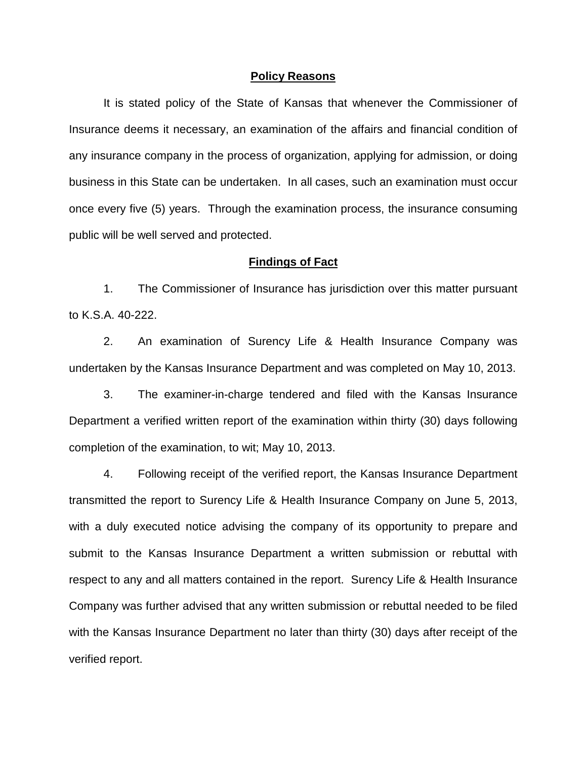## Policy Reasons

It is stated policy of the State of Kansas that whenever the Commissioner of Insurance deems it necessary, an examination of the affairs and financial condition of any insurance company in the process of organization, applying for admission, or doing business in this State can be undertaken. In all cases, such an examination must occur once every five (5) years. Through the examination process, the insurance consuming public will be well served and protected.

## Findings of Fact

1. The Commissioner of Insurance has jurisdiction over this matter pursuant to K.S.A. 40-222.

2. An examination of Surency Life & Health Insurance Company was undertaken by the Kansas Insurance Department and was completed on May 10, 2013.

3. The examiner-in-charge tendered and filed with the Kansas Insurance Department a verified written report of the examination within thirty (30) days following completion of the examination, to wit; May 10, 2013.

4. Following receipt of the verified report, the Kansas Insurance Department transmitted the report to Surency Life & Health Insurance Company on June 5, 2013, with a duly executed notice advising the company of its opportunity to prepare and submit to the Kansas Insurance Department a written submission or rebuttal with respect to any and all matters contained in the report. Surency Life & Health Insurance Company was further advised that any written submission or rebuttal needed to be filed with the Kansas Insurance Department no later than thirty (30) days after receipt of the verified report.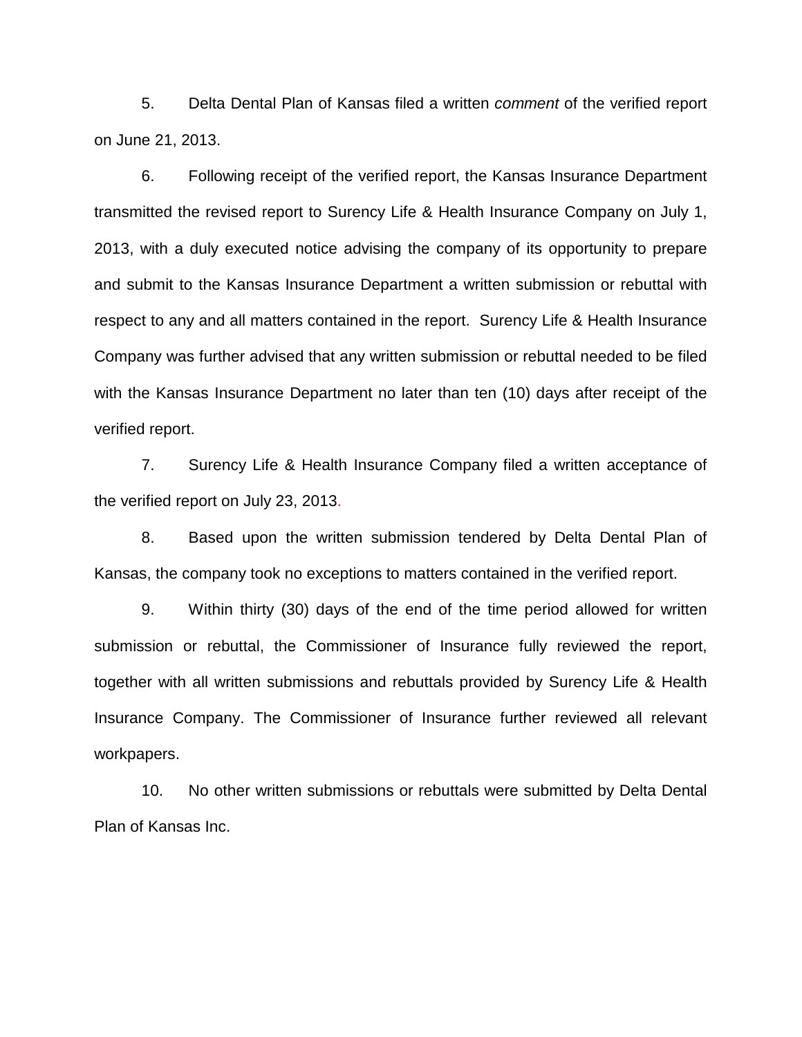5. Delta Dental Plan of Kansas filed a written *comment* of the verified report on June 21, 2013.

6. Following receipt of the verified report, the Kansas Insurance Department transmitted the revised report to Surency Life & Health Insurance Company on July 1, 2013, with a duly executed notice advising the company of its opportunity to prepare and submit to the Kansas Insurance Department a written submission or rebuttal with respect to any and all matters contained in the report. Surency Life & Health Insurance Company was further advised that any written submission or rebuttal needed to be filed with the Kansas Insurance Department no later than ten (10) days after receipt of the verified report.

7. Surency Life & Health Insurance Company filed a written acceptance of the verified report on July 23, 2013.

8. Based upon the written submission tendered by Delta Dental Plan of Kansas, the company took no exceptions to matters contained in the verified report.

9. Within thirty (30) days of the end of the time period allowed for written submission or rebuttal, the Commissioner of Insurance fully reviewed the report, together with all written submissions and rebuttals provided by Surency Life & Health Insurance Company. The Commissioner of Insurance further reviewed all relevant workpapers.

10. No other written submissions or rebuttals were submitted by Delta Dental Plan of Kansas Inc.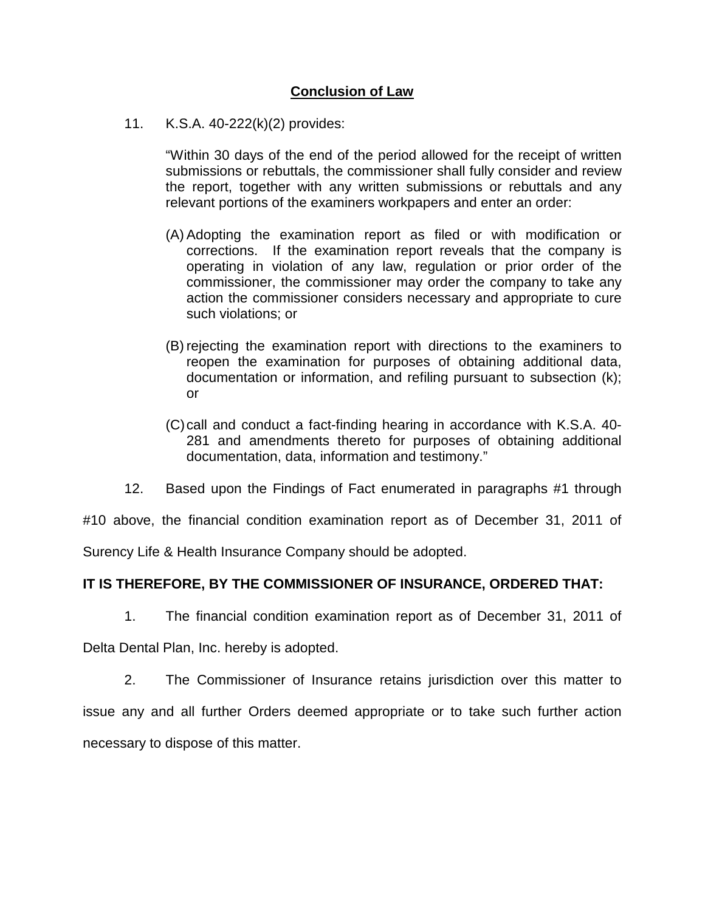## Conclusion of Law

11. K.S.A. 40-222(k)(2) provides:

> "Within 30 days of the end of the period allowed for the receipt of written submissions or rebuttals, the commissioner shall fully consider and review the report, together with any written submissions or rebuttals and any relevant portions of the examiners workpapers and enter an order:
>
> (A) Adopting the examination report as filed or with modification or corrections. If the examination report reveals that the company is operating in violation of any law, regulation or prior order of the commissioner, the commissioner may order the company to take any action the commissioner considers necessary and appropriate to cure such violations; or
>
> (B) rejecting the examination report with directions to the examiners to reopen the examination for purposes of obtaining additional data, documentation or information, and refiling pursuant to subsection (k); or
>
> (C) call and conduct a fact-finding hearing in accordance with K.S.A. 40-281 and amendments thereto for purposes of obtaining additional documentation, data, information and testimony."

12. Based upon the Findings of Fact enumerated in paragraphs #1 through #10 above, the financial condition examination report as of December 31, 2011 of Surency Life & Health Insurance Company should be adopted.

**IT IS THEREFORE, BY THE COMMISSIONER OF INSURANCE, ORDERED THAT:**

1. The financial condition examination report as of December 31, 2011 of Delta Dental Plan, Inc. hereby is adopted.

2. The Commissioner of Insurance retains jurisdiction over this matter to issue any and all further Orders deemed appropriate or to take such further action necessary to dispose of this matter.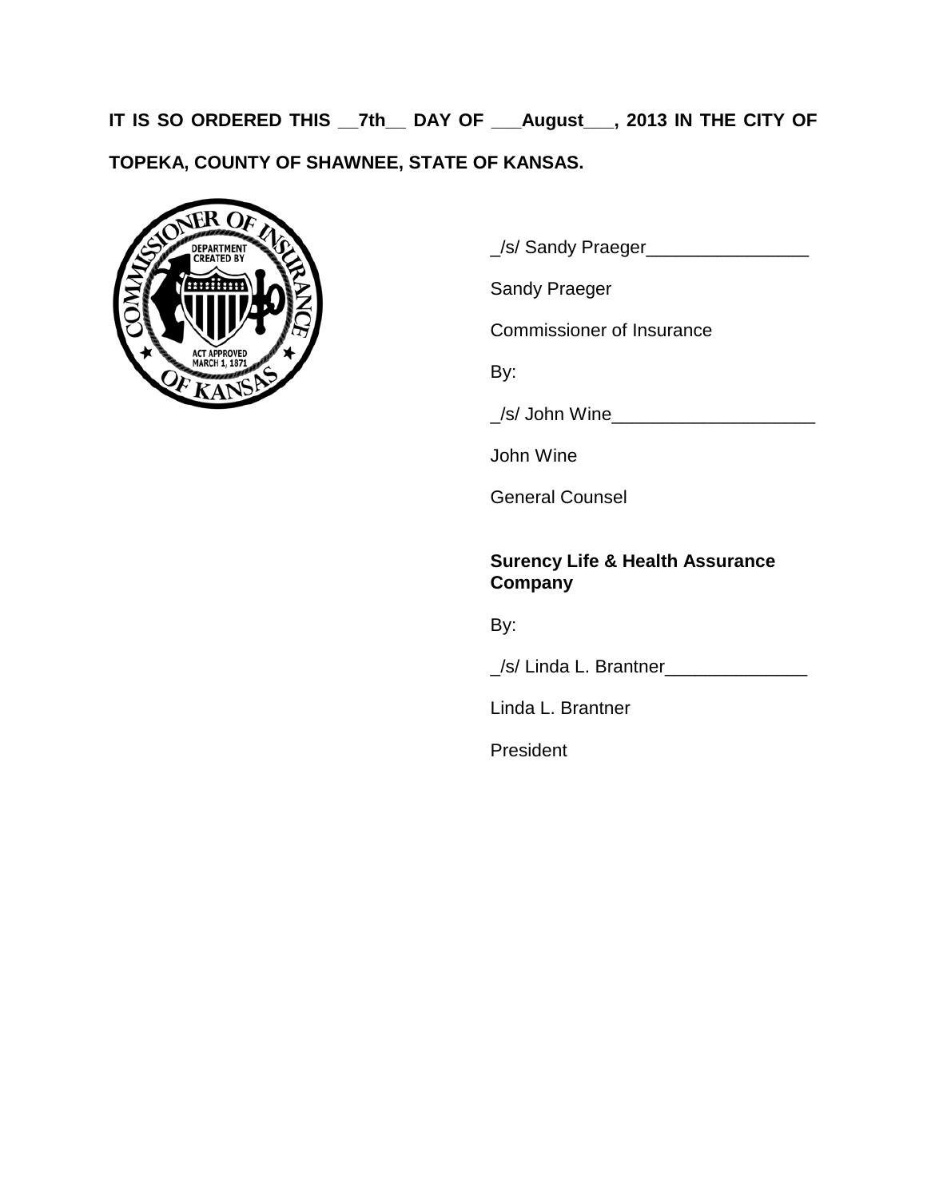**IT IS SO ORDERED THIS __7th__ DAY OF ___August___, 2013 IN THE CITY OF TOPEKA, COUNTY OF SHAWNEE, STATE OF KANSAS.**

_/s/ Sandy Praeger________________

Sandy Praeger

Commissioner of Insurance

By:

_/s/ John Wine____________________

John Wine

General Counsel

**Surency Life & Health Assurance Company**

By:

_/s/ Linda L. Brantner______________

Linda L. Brantner

President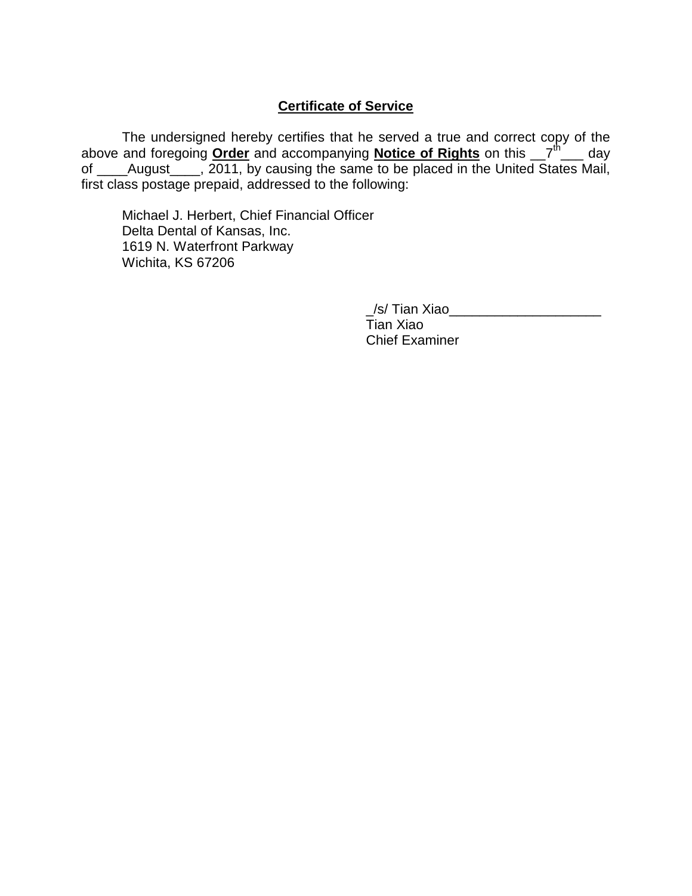## Certificate of Service

The undersigned hereby certifies that he served a true and correct copy of the above and foregoing **Order** and accompanying **Notice of Rights** on this __7th___ day of ____August____, 2011, by causing the same to be placed in the United States Mail, first class postage prepaid, addressed to the following:

Michael J. Herbert, Chief Financial Officer
Delta Dental of Kansas, Inc.
1619 N. Waterfront Parkway
Wichita, KS 67206

_/s/ Tian Xiao____________________
Tian Xiao
Chief Examiner